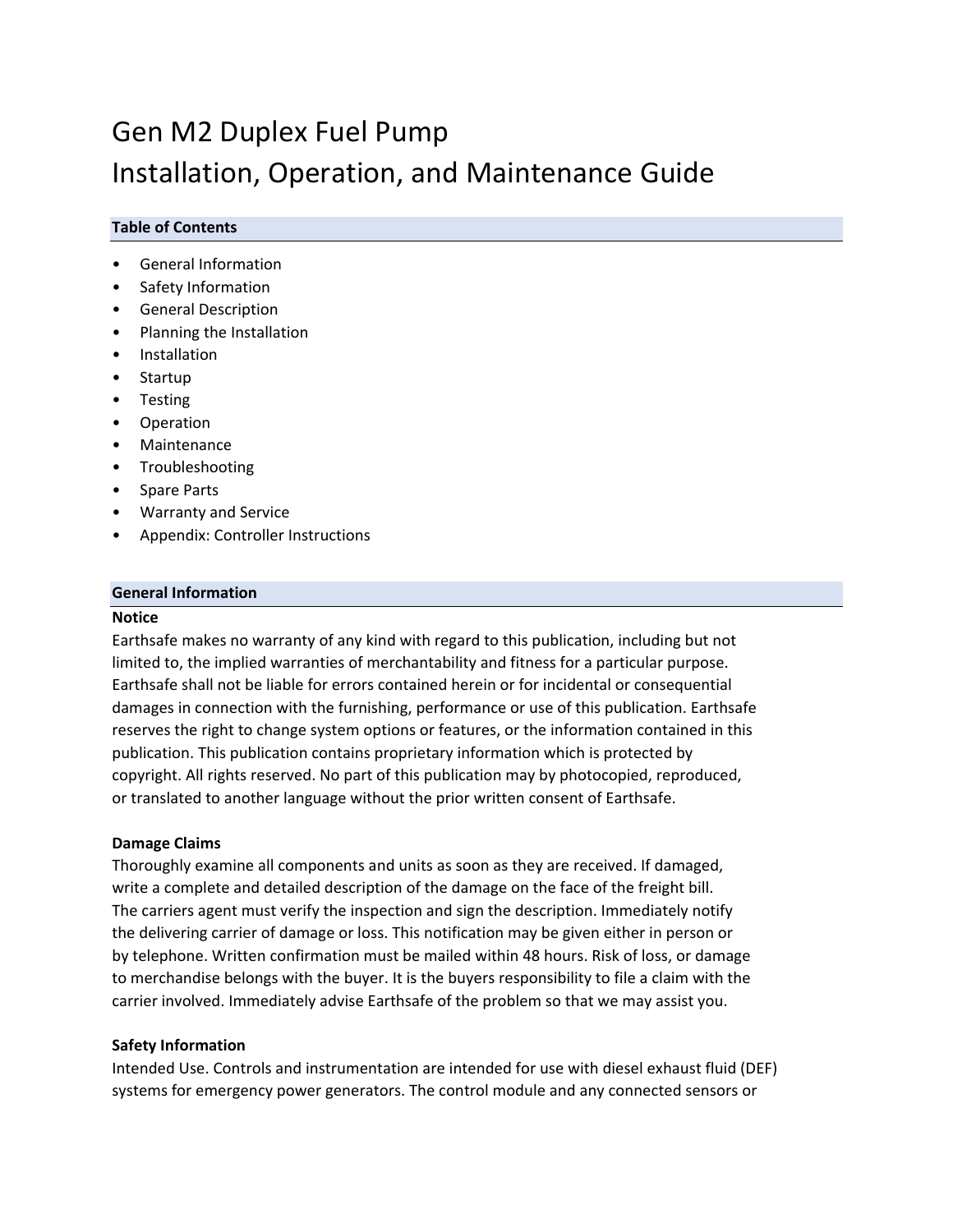# Gen M2 Duplex Fuel Pump
# Installation, Operation, and Maintenance Guide

## Table of Contents

- General Information
- Safety Information
- General Description
- Planning the Installation
- Installation
- Startup
- Testing
- Operation
- Maintenance
- Troubleshooting
- Spare Parts
- Warranty and Service
- Appendix: Controller Instructions

## General Information

### Notice

Earthsafe makes no warranty of any kind with regard to this publication, including but not limited to, the implied warranties of merchantability and fitness for a particular purpose. Earthsafe shall not be liable for errors contained herein or for incidental or consequential damages in connection with the furnishing, performance or use of this publication. Earthsafe reserves the right to change system options or features, or the information contained in this publication. This publication contains proprietary information which is protected by copyright. All rights reserved. No part of this publication may by photocopied, reproduced, or translated to another language without the prior written consent of Earthsafe.

### Damage Claims

Thoroughly examine all components and units as soon as they are received. If damaged, write a complete and detailed description of the damage on the face of the freight bill. The carriers agent must verify the inspection and sign the description. Immediately notify the delivering carrier of damage or loss. This notification may be given either in person or by telephone. Written confirmation must be mailed within 48 hours. Risk of loss, or damage to merchandise belongs with the buyer. It is the buyers responsibility to file a claim with the carrier involved. Immediately advise Earthsafe of the problem so that we may assist you.

### Safety Information

Intended Use. Controls and instrumentation are intended for use with diesel exhaust fluid (DEF) systems for emergency power generators. The control module and any connected sensors or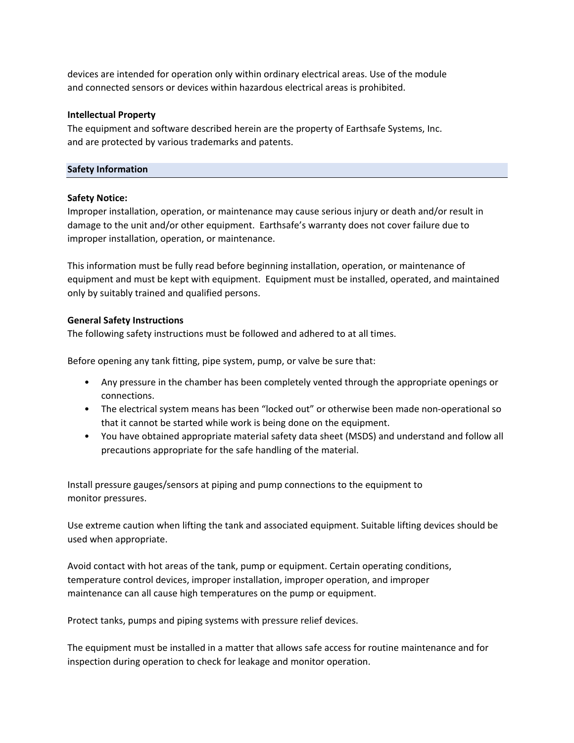devices are intended for operation only within ordinary electrical areas. Use of the module and connected sensors or devices within hazardous electrical areas is prohibited.

**Intellectual Property**

The equipment and software described herein are the property of Earthsafe Systems, Inc. and are protected by various trademarks and patents.

## Safety Information

**Safety Notice:**

Improper installation, operation, or maintenance may cause serious injury or death and/or result in damage to the unit and/or other equipment. Earthsafe's warranty does not cover failure due to improper installation, operation, or maintenance.

This information must be fully read before beginning installation, operation, or maintenance of equipment and must be kept with equipment. Equipment must be installed, operated, and maintained only by suitably trained and qualified persons.

**General Safety Instructions**

The following safety instructions must be followed and adhered to at all times.

Before opening any tank fitting, pipe system, pump, or valve be sure that:

- Any pressure in the chamber has been completely vented through the appropriate openings or connections.
- The electrical system means has been "locked out" or otherwise been made non-operational so that it cannot be started while work is being done on the equipment.
- You have obtained appropriate material safety data sheet (MSDS) and understand and follow all precautions appropriate for the safe handling of the material.

Install pressure gauges/sensors at piping and pump connections to the equipment to monitor pressures.

Use extreme caution when lifting the tank and associated equipment. Suitable lifting devices should be used when appropriate.

Avoid contact with hot areas of the tank, pump or equipment. Certain operating conditions, temperature control devices, improper installation, improper operation, and improper maintenance can all cause high temperatures on the pump or equipment.

Protect tanks, pumps and piping systems with pressure relief devices.

The equipment must be installed in a matter that allows safe access for routine maintenance and for inspection during operation to check for leakage and monitor operation.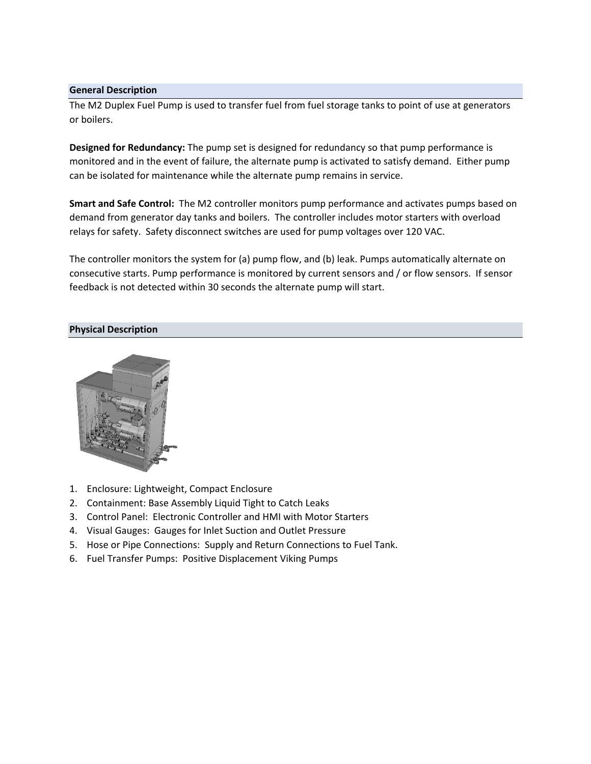## General Description

The M2 Duplex Fuel Pump is used to transfer fuel from fuel storage tanks to point of use at generators or boilers.

**Designed for Redundancy:** The pump set is designed for redundancy so that pump performance is monitored and in the event of failure, the alternate pump is activated to satisfy demand. Either pump can be isolated for maintenance while the alternate pump remains in service.

**Smart and Safe Control:** The M2 controller monitors pump performance and activates pumps based on demand from generator day tanks and boilers. The controller includes motor starters with overload relays for safety. Safety disconnect switches are used for pump voltages over 120 VAC.

The controller monitors the system for (a) pump flow, and (b) leak. Pumps automatically alternate on consecutive starts. Pump performance is monitored by current sensors and / or flow sensors. If sensor feedback is not detected within 30 seconds the alternate pump will start.

## Physical Description

1. Enclosure: Lightweight, Compact Enclosure
2. Containment: Base Assembly Liquid Tight to Catch Leaks
3. Control Panel: Electronic Controller and HMI with Motor Starters
4. Visual Gauges: Gauges for Inlet Suction and Outlet Pressure
5. Hose or Pipe Connections: Supply and Return Connections to Fuel Tank.
6. Fuel Transfer Pumps: Positive Displacement Viking Pumps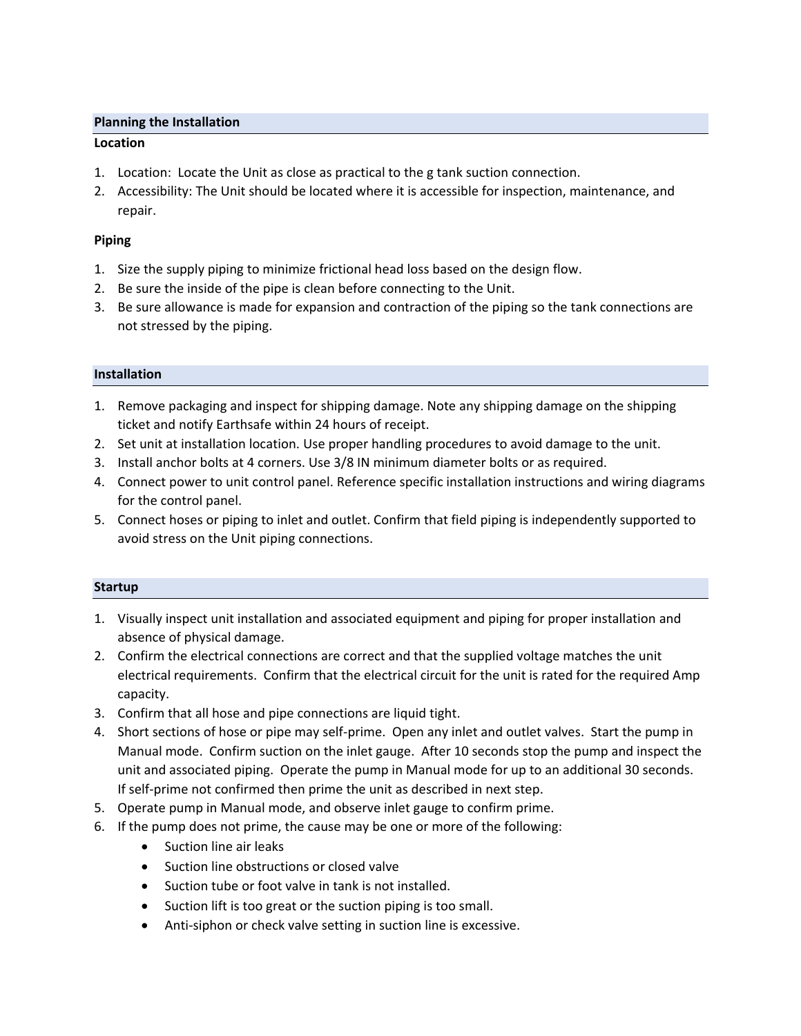## Planning the Installation

### Location

1. Location: Locate the Unit as close as practical to the g tank suction connection.
2. Accessibility: The Unit should be located where it is accessible for inspection, maintenance, and repair.

### Piping

1. Size the supply piping to minimize frictional head loss based on the design flow.
2. Be sure the inside of the pipe is clean before connecting to the Unit.
3. Be sure allowance is made for expansion and contraction of the piping so the tank connections are not stressed by the piping.

## Installation

1. Remove packaging and inspect for shipping damage. Note any shipping damage on the shipping ticket and notify Earthsafe within 24 hours of receipt.
2. Set unit at installation location. Use proper handling procedures to avoid damage to the unit.
3. Install anchor bolts at 4 corners. Use 3/8 IN minimum diameter bolts or as required.
4. Connect power to unit control panel. Reference specific installation instructions and wiring diagrams for the control panel.
5. Connect hoses or piping to inlet and outlet. Confirm that field piping is independently supported to avoid stress on the Unit piping connections.

## Startup

1. Visually inspect unit installation and associated equipment and piping for proper installation and absence of physical damage.
2. Confirm the electrical connections are correct and that the supplied voltage matches the unit electrical requirements. Confirm that the electrical circuit for the unit is rated for the required Amp capacity.
3. Confirm that all hose and pipe connections are liquid tight.
4. Short sections of hose or pipe may self-prime. Open any inlet and outlet valves. Start the pump in Manual mode. Confirm suction on the inlet gauge. After 10 seconds stop the pump and inspect the unit and associated piping. Operate the pump in Manual mode for up to an additional 30 seconds. If self-prime not confirmed then prime the unit as described in next step.
5. Operate pump in Manual mode, and observe inlet gauge to confirm prime.
6. If the pump does not prime, the cause may be one or more of the following:
   - Suction line air leaks
   - Suction line obstructions or closed valve
   - Suction tube or foot valve in tank is not installed.
   - Suction lift is too great or the suction piping is too small.
   - Anti-siphon or check valve setting in suction line is excessive.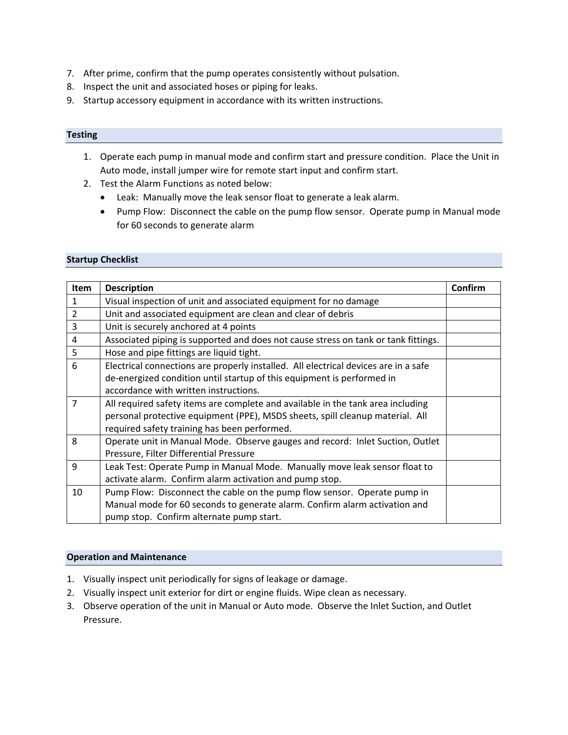7. After prime, confirm that the pump operates consistently without pulsation.
8. Inspect the unit and associated hoses or piping for leaks.
9. Startup accessory equipment in accordance with its written instructions.

## Testing

1. Operate each pump in manual mode and confirm start and pressure condition. Place the Unit in Auto mode, install jumper wire for remote start input and confirm start.
2. Test the Alarm Functions as noted below:
   - Leak: Manually move the leak sensor float to generate a leak alarm.
   - Pump Flow: Disconnect the cable on the pump flow sensor. Operate pump in Manual mode for 60 seconds to generate alarm

## Startup Checklist

| Item | Description | Confirm |
|---|---|---|
| 1 | Visual inspection of unit and associated equipment for no damage | |
| 2 | Unit and associated equipment are clean and clear of debris | |
| 3 | Unit is securely anchored at 4 points | |
| 4 | Associated piping is supported and does not cause stress on tank or tank fittings. | |
| 5 | Hose and pipe fittings are liquid tight. | |
| 6 | Electrical connections are properly installed. All electrical devices are in a safe de-energized condition until startup of this equipment is performed in accordance with written instructions. | |
| 7 | All required safety items are complete and available in the tank area including personal protective equipment (PPE), MSDS sheets, spill cleanup material. All required safety training has been performed. | |
| 8 | Operate unit in Manual Mode. Observe gauges and record: Inlet Suction, Outlet Pressure, Filter Differential Pressure | |
| 9 | Leak Test: Operate Pump in Manual Mode. Manually move leak sensor float to activate alarm. Confirm alarm activation and pump stop. | |
| 10 | Pump Flow: Disconnect the cable on the pump flow sensor. Operate pump in Manual mode for 60 seconds to generate alarm. Confirm alarm activation and pump stop. Confirm alternate pump start. | |

## Operation and Maintenance

1. Visually inspect unit periodically for signs of leakage or damage.
2. Visually inspect unit exterior for dirt or engine fluids. Wipe clean as necessary.
3. Observe operation of the unit in Manual or Auto mode. Observe the Inlet Suction, and Outlet Pressure.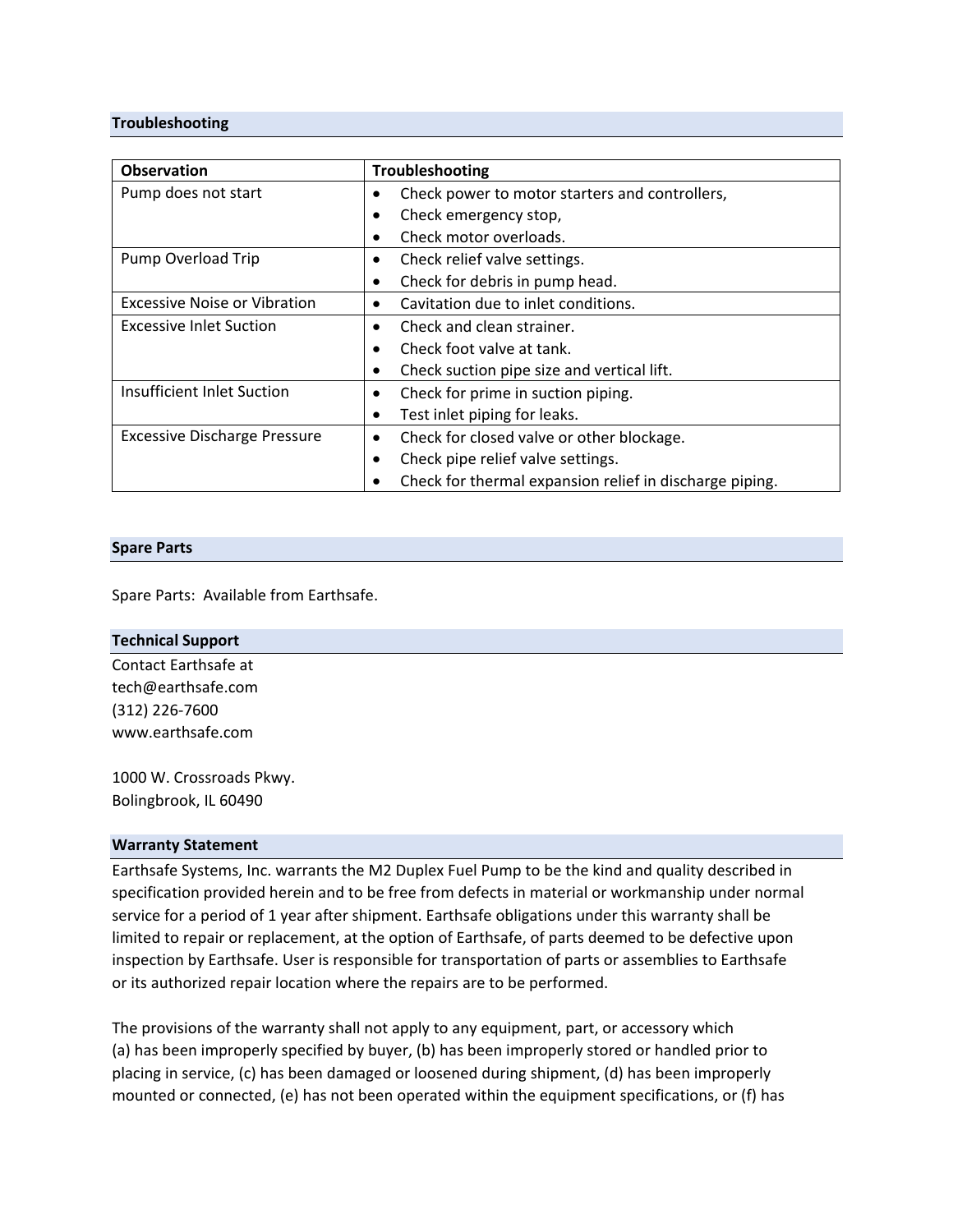## Troubleshooting

| Observation | Troubleshooting |
|---|---|
| Pump does not start | • Check power to motor starters and controllers,<br>• Check emergency stop,<br>• Check motor overloads. |
| Pump Overload Trip | • Check relief valve settings.<br>• Check for debris in pump head. |
| Excessive Noise or Vibration | • Cavitation due to inlet conditions. |
| Excessive Inlet Suction | • Check and clean strainer.<br>• Check foot valve at tank.<br>• Check suction pipe size and vertical lift. |
| Insufficient Inlet Suction | • Check for prime in suction piping.<br>• Test inlet piping for leaks. |
| Excessive Discharge Pressure | • Check for closed valve or other blockage.<br>• Check pipe relief valve settings.<br>• Check for thermal expansion relief in discharge piping. |

## Spare Parts

Spare Parts: Available from Earthsafe.

## Technical Support

Contact Earthsafe at
tech@earthsafe.com
(312) 226-7600
www.earthsafe.com

1000 W. Crossroads Pkwy.
Bolingbrook, IL 60490

## Warranty Statement

Earthsafe Systems, Inc. warrants the M2 Duplex Fuel Pump to be the kind and quality described in specification provided herein and to be free from defects in material or workmanship under normal service for a period of 1 year after shipment. Earthsafe obligations under this warranty shall be limited to repair or replacement, at the option of Earthsafe, of parts deemed to be defective upon inspection by Earthsafe. User is responsible for transportation of parts or assemblies to Earthsafe or its authorized repair location where the repairs are to be performed.

The provisions of the warranty shall not apply to any equipment, part, or accessory which (a) has been improperly specified by buyer, (b) has been improperly stored or handled prior to placing in service, (c) has been damaged or loosened during shipment, (d) has been improperly mounted or connected, (e) has not been operated within the equipment specifications, or (f) has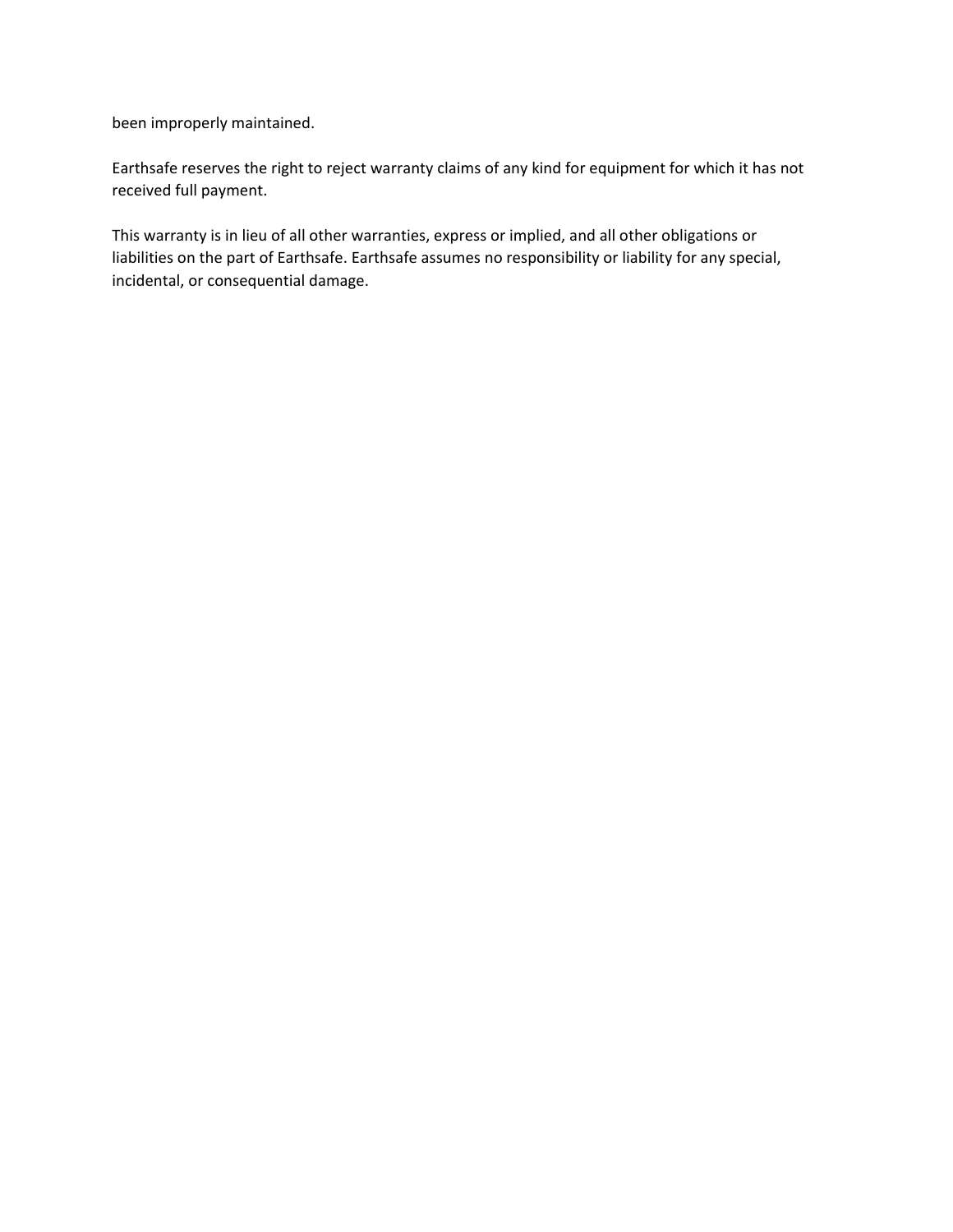been improperly maintained.

Earthsafe reserves the right to reject warranty claims of any kind for equipment for which it has not received full payment.

This warranty is in lieu of all other warranties, express or implied, and all other obligations or liabilities on the part of Earthsafe. Earthsafe assumes no responsibility or liability for any special, incidental, or consequential damage.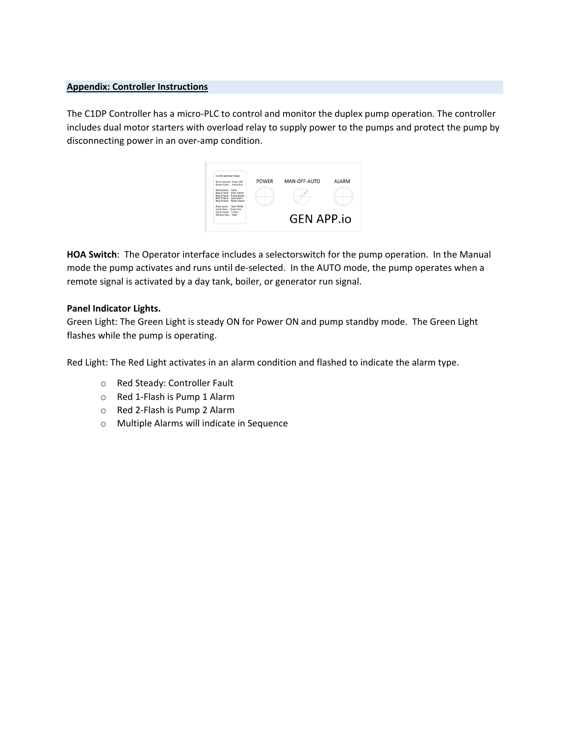## Appendix: Controller Instructions

The C1DP Controller has a micro-PLC to control and monitor the duplex pump operation. The controller includes dual motor starters with overload relay to supply power to the pumps and protect the pump by disconnecting power in an over-amp condition.

FILTER INSTRUCTIONS
Green Steady: Power ON
Green Flash: Pump Run
Red Steady: Fault
Red 1-Flash: Filter Alarm
Red 2-Flash: Pump Alarm
Red 3-Flash: Leak Alarm
Red 4-Flash: Water Alarm
Auto Cycle: Start 08:00
Cycle Days: Every Day
Cycle Hours: 1 Hour
Weekly GAL: 1200

POWER
MAN-OFF-AUTO
ALARM
GEN APP.io

**HOA Switch**: The Operator interface includes a selectorswitch for the pump operation. In the Manual mode the pump activates and runs until de-selected. In the AUTO mode, the pump operates when a remote signal is activated by a day tank, boiler, or generator run signal.

**Panel Indicator Lights.**
Green Light: The Green Light is steady ON for Power ON and pump standby mode. The Green Light flashes while the pump is operating.

Red Light: The Red Light activates in an alarm condition and flashed to indicate the alarm type.

- Red Steady: Controller Fault
- Red 1-Flash is Pump 1 Alarm
- Red 2-Flash is Pump 2 Alarm
- Multiple Alarms will indicate in Sequence